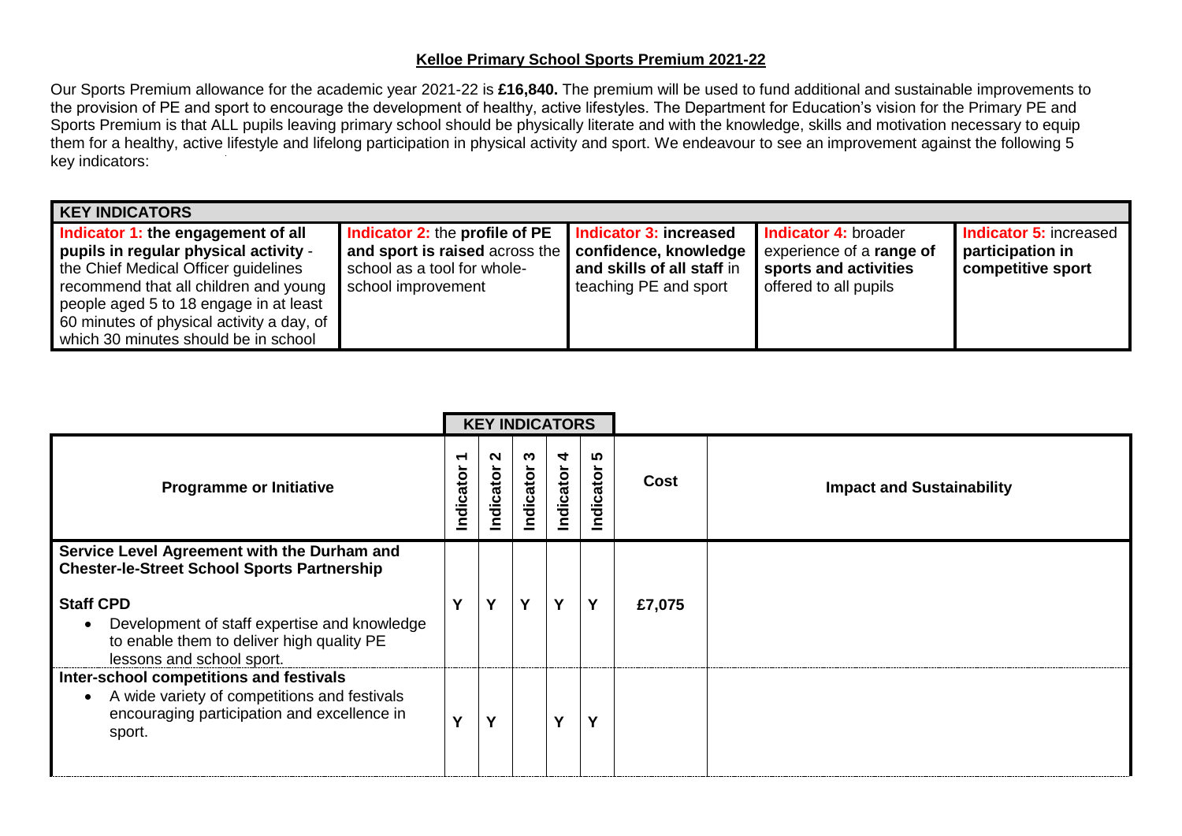# Kelloe Primary School Sports Premium 2021-22

Our Sports Premium allowance for the academic year 2021-22 is **£16,840.** The premium will be used to fund additional and sustainable improvements to the provision of PE and sport to encourage the development of healthy, active lifestyles. The Department for Education's vision for the Primary PE and Sports Premium is that ALL pupils leaving primary school should be physically literate and with the knowledge, skills and motivation necessary to equip them for a healthy, active lifestyle and lifelong participation in physical activity and sport. We endeavour to see an improvement against the following 5 key indicators:

| KEY INDICATORS | | | | |
|---|---|---|---|---|
| **Indicator 1: the engagement of all pupils in regular physical activity** - the Chief Medical Officer guidelines recommend that all children and young people aged 5 to 18 engage in at least 60 minutes of physical activity a day, of which 30 minutes should be in school | **Indicator 2:** the **profile of PE and sport is raised** across the school as a tool for whole-school improvement | **Indicator 3: increased confidence, knowledge and skills of all staff** in teaching PE and sport | **Indicator 4:** broader experience of a **range of sports and activities** offered to all pupils | **Indicator 5:** increased **participation in competitive sport** |

| Programme or Initiative | KEY INDICATORS | | | | | Cost | Impact and Sustainability |
|---|---|---|---|---|---|---|---|
| | Indicator 1 | Indicator 2 | Indicator 3 | Indicator 4 | Indicator 5 | | |
| **Service Level Agreement with the Durham and Chester-le-Street School Sports Partnership**<br><br>**Staff CPD**<br>• Development of staff expertise and knowledge to enable them to deliver high quality PE lessons and school sport. | Y | Y | Y | Y | Y | £7,075 | |
| **Inter-school competitions and festivals**<br>• A wide variety of competitions and festivals encouraging participation and excellence in sport. | Y | Y | | Y | Y | | |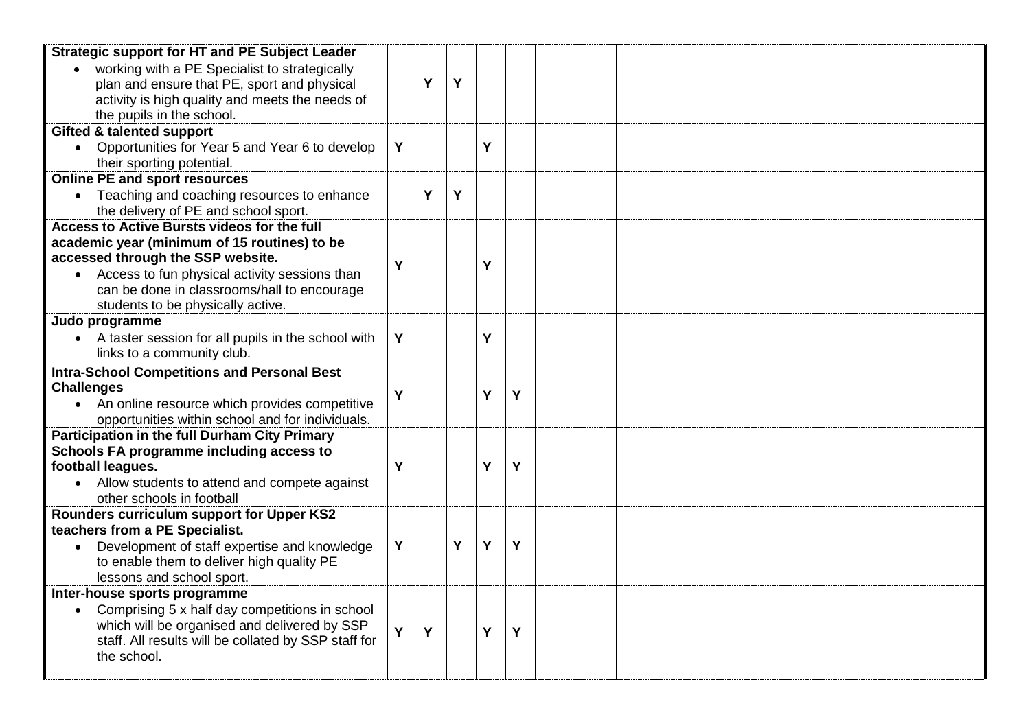| | | | | | | | |
|---|---|---|---|---|---|---|---|
| **Strategic support for HT and PE Subject Leader**<br>• working with a PE Specialist to strategically plan and ensure that PE, sport and physical activity is high quality and meets the needs of the pupils in the school. | | Y | Y | | | | |
| **Gifted & talented support**<br>• Opportunities for Year 5 and Year 6 to develop their sporting potential. | Y | | | Y | | | |
| **Online PE and sport resources**<br>• Teaching and coaching resources to enhance the delivery of PE and school sport. | | Y | Y | | | | |
| **Access to Active Bursts videos for the full academic year (minimum of 15 routines) to be accessed through the SSP website.**<br>• Access to fun physical activity sessions than can be done in classrooms/hall to encourage students to be physically active. | Y | | | Y | | | |
| **Judo programme**<br>• A taster session for all pupils in the school with links to a community club. | Y | | | Y | | | |
| **Intra-School Competitions and Personal Best Challenges**<br>• An online resource which provides competitive opportunities within school and for individuals. | Y | | | Y | Y | | |
| **Participation in the full Durham City Primary Schools FA programme including access to football leagues.**<br>• Allow students to attend and compete against other schools in football | Y | | | Y | Y | | |
| **Rounders curriculum support for Upper KS2 teachers from a PE Specialist.**<br>• Development of staff expertise and knowledge to enable them to deliver high quality PE lessons and school sport. | Y | | Y | Y | Y | | |
| **Inter-house sports programme**<br>• Comprising 5 x half day competitions in school which will be organised and delivered by SSP staff. All results will be collated by SSP staff for the school. | Y | Y | | Y | Y | | |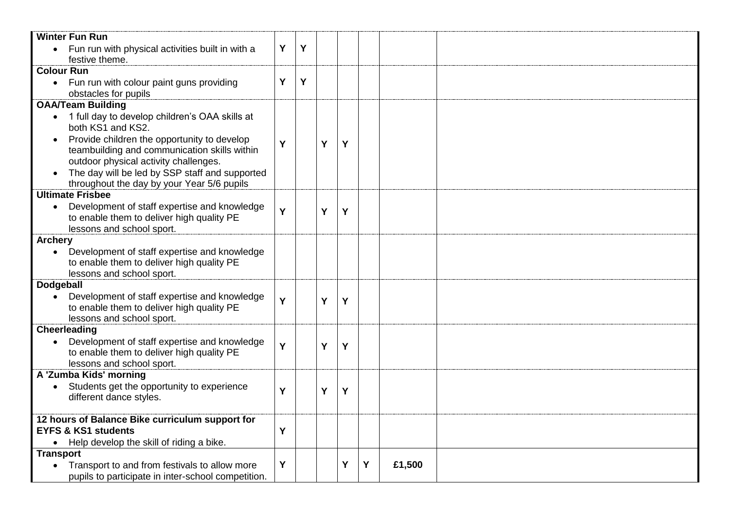| | | | | | | | |
|---|---|---|---|---|---|---|---|
| **Winter Fun Run**<br>• Fun run with physical activities built in with a festive theme. | Y | Y | | | | | |
| **Colour Run**<br>• Fun run with colour paint guns providing obstacles for pupils | Y | Y | | | | | |
| **OAA/Team Building**<br>• 1 full day to develop children's OAA skills at both KS1 and KS2.<br>• Provide children the opportunity to develop teambuilding and communication skills within outdoor physical activity challenges.<br>• The day will be led by SSP staff and supported throughout the day by your Year 5/6 pupils | Y | | Y | Y | | | |
| **Ultimate Frisbee**<br>• Development of staff expertise and knowledge to enable them to deliver high quality PE lessons and school sport. | Y | | Y | Y | | | |
| **Archery**<br>• Development of staff expertise and knowledge to enable them to deliver high quality PE lessons and school sport. | | | | | | | |
| **Dodgeball**<br>• Development of staff expertise and knowledge to enable them to deliver high quality PE lessons and school sport. | Y | | Y | Y | | | |
| **Cheerleading**<br>• Development of staff expertise and knowledge to enable them to deliver high quality PE lessons and school sport. | Y | | Y | Y | | | |
| **A 'Zumba Kids' morning**<br>• Students get the opportunity to experience different dance styles. | Y | | Y | Y | | | |
| **12 hours of Balance Bike curriculum support for EYFS & KS1 students**<br>• Help develop the skill of riding a bike. | Y | | | | | | |
| **Transport**<br>• Transport to and from festivals to allow more pupils to participate in inter-school competition. | Y | | | Y | Y | £1,500 | |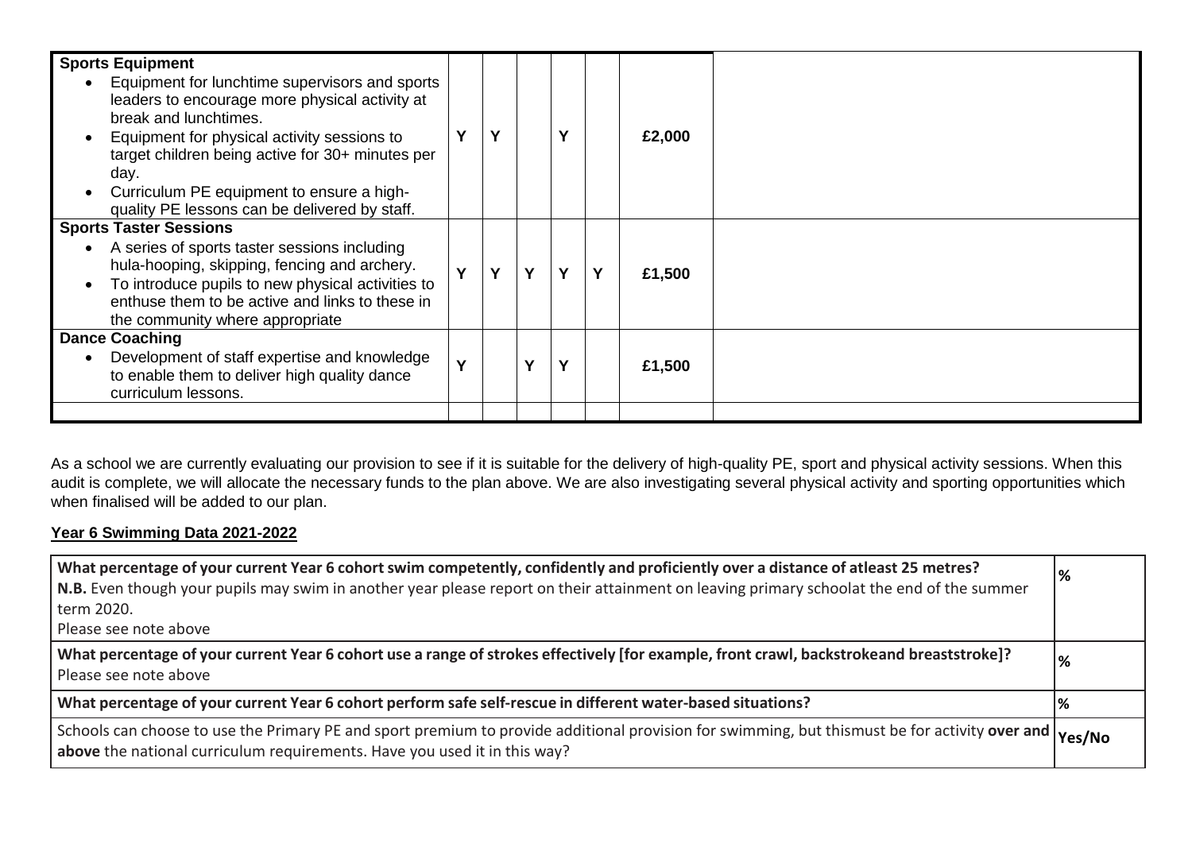| | | | | | | | |
|---|---|---|---|---|---|---|---|
| **Sports Equipment**<br>• Equipment for lunchtime supervisors and sports leaders to encourage more physical activity at break and lunchtimes.<br>• Equipment for physical activity sessions to target children being active for 30+ minutes per day.<br>• Curriculum PE equipment to ensure a high-quality PE lessons can be delivered by staff. | Y | Y | | Y | | £2,000 | |
| **Sports Taster Sessions**<br>• A series of sports taster sessions including hula-hooping, skipping, fencing and archery.<br>• To introduce pupils to new physical activities to enthuse them to be active and links to these in the community where appropriate | Y | Y | Y | Y | Y | £1,500 | |
| **Dance Coaching**<br>• Development of staff expertise and knowledge to enable them to deliver high quality dance curriculum lessons. | Y | | Y | Y | | £1,500 | |
| | | | | | | | |

As a school we are currently evaluating our provision to see if it is suitable for the delivery of high-quality PE, sport and physical activity sessions. When this audit is complete, we will allocate the necessary funds to the plan above. We are also investigating several physical activity and sporting opportunities which when finalised will be added to our plan.

**Year 6 Swimming Data 2021-2022**

| | |
|---|---|
| **What percentage of your current Year 6 cohort swim competently, confidently and proficiently over a distance of atleast 25 metres?**<br>**N.B.** Even though your pupils may swim in another year please report on their attainment on leaving primary schoolat the end of the summer term 2020.<br>Please see note above | **%** |
| **What percentage of your current Year 6 cohort use a range of strokes effectively [for example, front crawl, backstrokeand breaststroke]?**<br>Please see note above | **%** |
| **What percentage of your current Year 6 cohort perform safe self-rescue in different water-based situations?** | **%** |
| Schools can choose to use the Primary PE and sport premium to provide additional provision for swimming, but thismust be for activity **over and above** the national curriculum requirements. Have you used it in this way? | **Yes/No** |